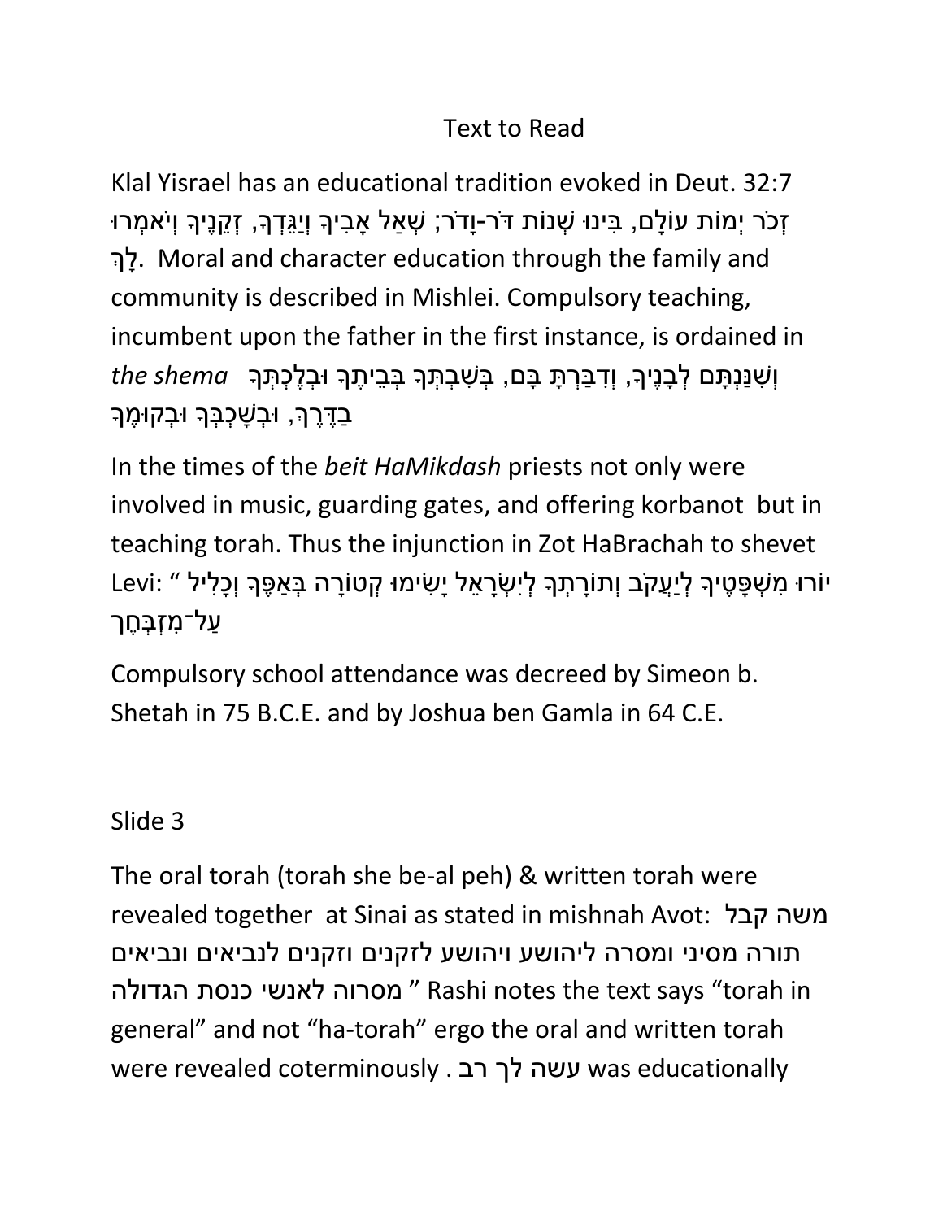Text to Read

Klal Yisrael has an educational tradition evoked in Deut. 32:7 זְכֹר יְמוֹת עוֹלָם, בִּינוּ שְׁנוֹת דֹּר-וָדֹר; שְׁאַל אָבִיךָ וְיַגֵּדְךָ, זְקֵנֶיךָ וְיֹאמְרוּ לָךְ. Moral and character education through the family and community is described in Mishlei. Compulsory teaching, incumbent upon the father in the first instance, is ordained in *the shema* וְשִׁנַּנְתָּם לְבָנֶיךָ, וְדִבַּרְתָּ בָּם, בְּשִׁבְתְּךָ בְּבֵיתֶךָ וּבְלֶכְתְּךָ בַדֶּרֶךְ, וּבְשָׁכְבְּךָ וּבְקוּמֶךָ

In the times of the *beit HaMikdash* priests not only were involved in music, guarding gates, and offering korbanot but in teaching torah. Thus the injunction in Zot HaBrachah to shevet Levi: " יוֹרוּ מִשְׁפָּטֶיךָ לְיַעֲקֹב וְתוֹרָתְךָ לְיִשְׂרָאֵל יָשִׂימוּ קְטוֹרָה בְּאַפֶּךָ וְכָלִיל עַל־מִזְבְּחֶךָ

Compulsory school attendance was decreed by Simeon b. Shetah in 75 B.C.E. and by Joshua ben Gamla in 64 C.E.

Slide 3

The oral torah (torah she be-al peh) & written torah were revealed together at Sinai as stated in mishnah Avot: משה קבל תורה מסיני ומסרה ליהושע ויהושע לזקנים וזקנים לנביאים ונביאים מסרוה לאנשי כנסת הגדולה " Rashi notes the text says "torah in general" and not "ha-torah" ergo the oral and written torah were revealed coterminously . עשה לך רב was educationally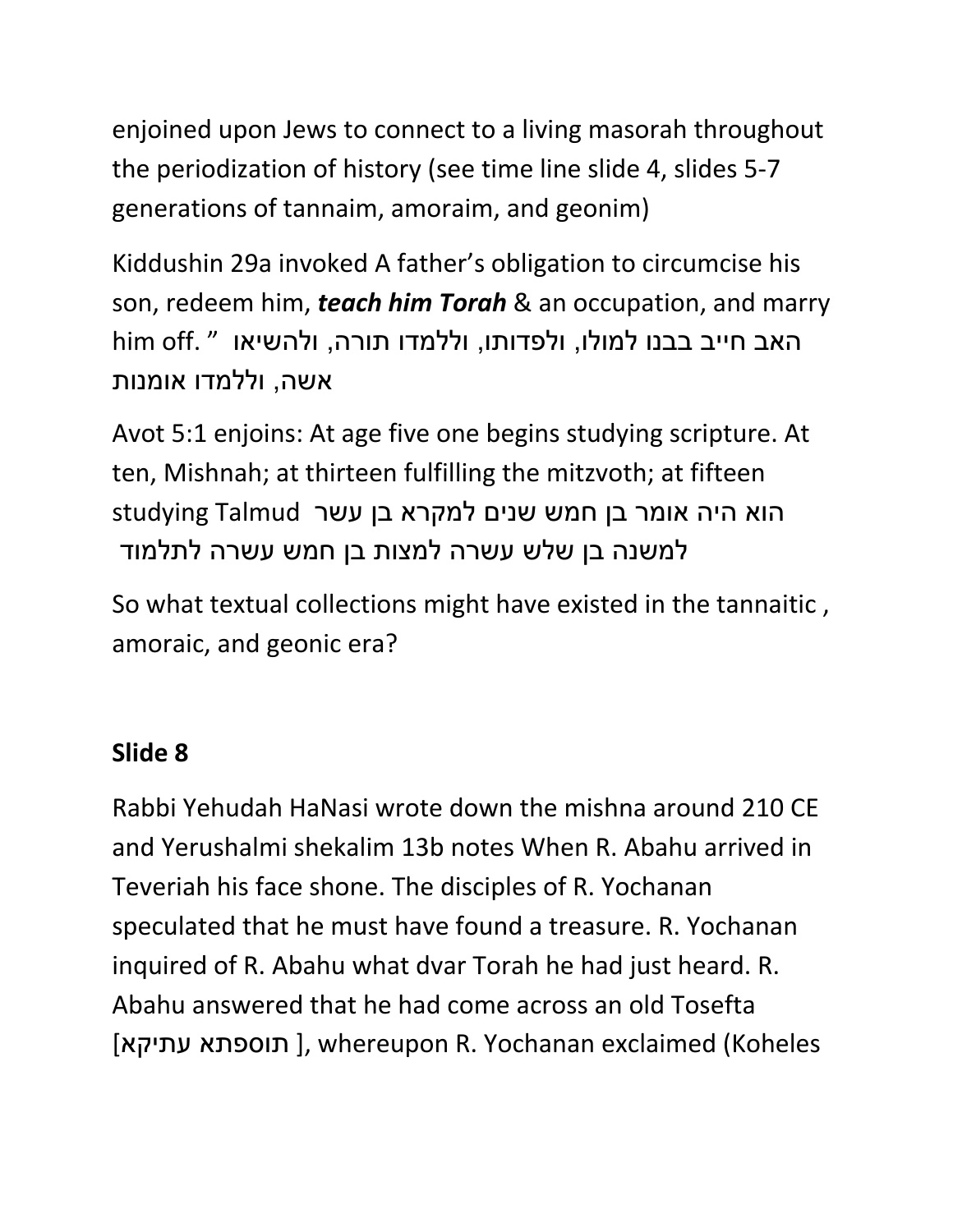enjoined upon Jews to connect to a living masorah throughout the periodization of history (see time line slide 4, slides 5-7 generations of tannaim, amoraim, and geonim)

Kiddushin 29a invoked A father's obligation to circumcise his son, redeem him, ***teach him Torah*** & an occupation, and marry him off. " האב חייב בבנו למולו, ולפדותו, וללמדו תורה, ולהשיאו אשה, וללמדו אומנות

Avot 5:1 enjoins: At age five one begins studying scripture. At ten, Mishnah; at thirteen fulfilling the mitzvoth; at fifteen studying Talmud הוא היה אומר בן חמש שנים למקרא בן עשר למשנה בן שלש עשרה למצות בן חמש עשרה לתלמוד

So what textual collections might have existed in the tannaitic , amoraic, and geonic era?

**Slide 8**

Rabbi Yehudah HaNasi wrote down the mishna around 210 CE and Yerushalmi shekalim 13b notes When R. Abahu arrived in Teveriah his face shone. The disciples of R. Yochanan speculated that he must have found a treasure. R. Yochanan inquired of R. Abahu what dvar Torah he had just heard. R. Abahu answered that he had come across an old Tosefta [תוספתא עתיקא ], whereupon R. Yochanan exclaimed (Koheles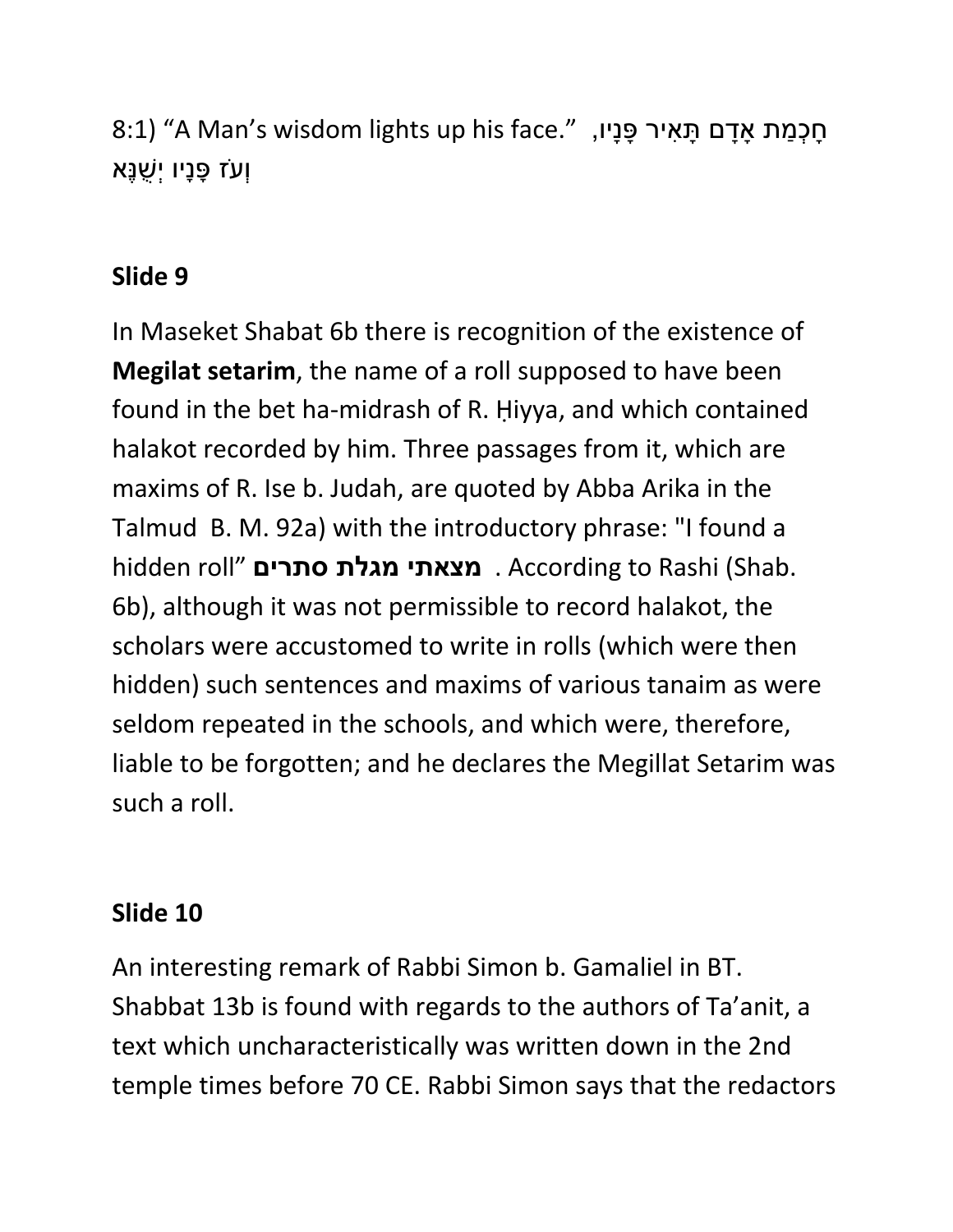8:1) “A Man’s wisdom lights up his face.” ,חָכְמַת אָדָם תָּאִיר פָּנָיו וְעֹז פָּנָיו יְשֻׁנֶּא

**Slide 9**

In Maseket Shabat 6b there is recognition of the existence of **Megilat setarim**, the name of a roll supposed to have been found in the bet ha-midrash of R. Ḥiyya, and which contained halakot recorded by him. Three passages from it, which are maxims of R. Ise b. Judah, are quoted by Abba Arika in the Talmud B. M. 92a) with the introductory phrase: "I found a hidden roll” **מצאתי מגלת סתרים** . According to Rashi (Shab. 6b), although it was not permissible to record halakot, the scholars were accustomed to write in rolls (which were then hidden) such sentences and maxims of various tanaim as were seldom repeated in the schools, and which were, therefore, liable to be forgotten; and he declares the Megillat Setarim was such a roll.

**Slide 10**

An interesting remark of Rabbi Simon b. Gamaliel in BT. Shabbat 13b is found with regards to the authors of Ta’anit, a text which uncharacteristically was written down in the 2nd temple times before 70 CE. Rabbi Simon says that the redactors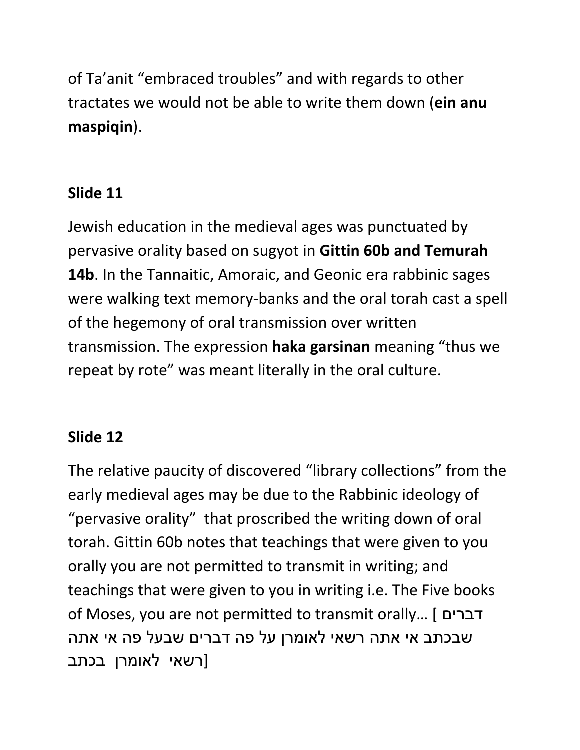of Ta'anit "embraced troubles" and with regards to other tractates we would not be able to write them down (**ein anu maspiqin**).

**Slide 11**

Jewish education in the medieval ages was punctuated by pervasive orality based on sugyot in **Gittin 60b and Temurah 14b**. In the Tannaitic, Amoraic, and Geonic era rabbinic sages were walking text memory-banks and the oral torah cast a spell of the hegemony of oral transmission over written transmission. The expression **haka garsinan** meaning "thus we repeat by rote" was meant literally in the oral culture.

**Slide 12**

The relative paucity of discovered "library collections" from the early medieval ages may be due to the Rabbinic ideology of "pervasive orality" that proscribed the writing down of oral torah. Gittin 60b notes that teachings that were given to you orally you are not permitted to transmit in writing; and teachings that were given to you in writing i.e. The Five books of Moses, you are not permitted to transmit orally… [דברים שבכתב אי אתה רשאי לאומרן על פה דברים שבעל פה אי אתה רשאי לאומרן בכתב]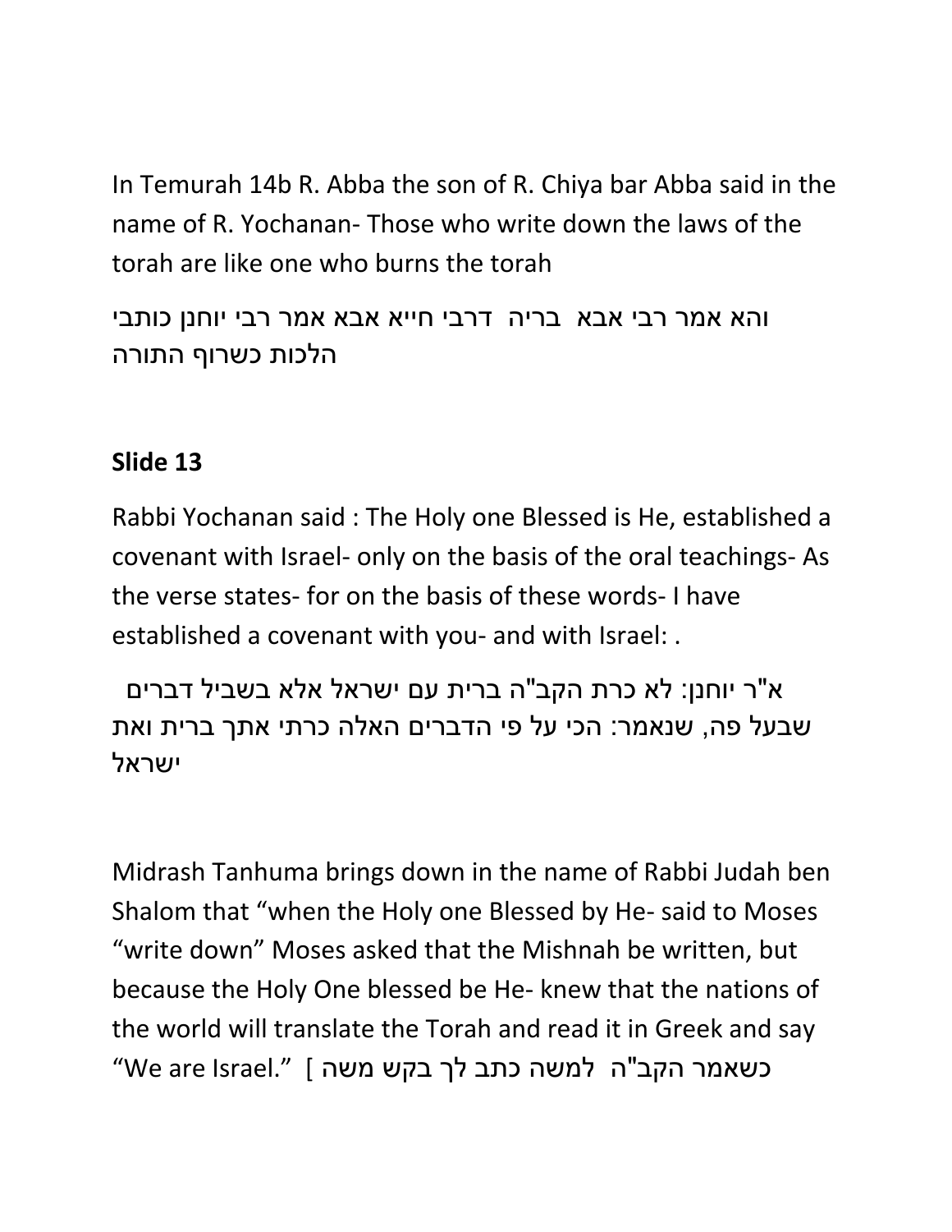In Temurah 14b R. Abba the son of R. Chiya bar Abba said in the name of R. Yochanan- Those who write down the laws of the torah are like one who burns the torah

והא אמר רבי אבא בריה דרבי חייא אבא אמר רבי יוחנן כותבי הלכות כשרוף התורה

**Slide 13**

Rabbi Yochanan said : The Holy one Blessed is He, established a covenant with Israel- only on the basis of the oral teachings- As the verse states- for on the basis of these words- I have established a covenant with you- and with Israel: .

א"ר יוחנן: לא כרת הקב"ה ברית עם ישראל אלא בשביל דברים שבעל פה, שנאמר: הכי על פי הדברים האלה כרתי אתך ברית ואת ישראל

Midrash Tanhuma brings down in the name of Rabbi Judah ben Shalom that "when the Holy one Blessed by He- said to Moses "write down" Moses asked that the Mishnah be written, but because the Holy One blessed be He- knew that the nations of the world will translate the Torah and read it in Greek and say "We are Israel." [ כשאמר הקב"ה למשה כתב לך בקש משה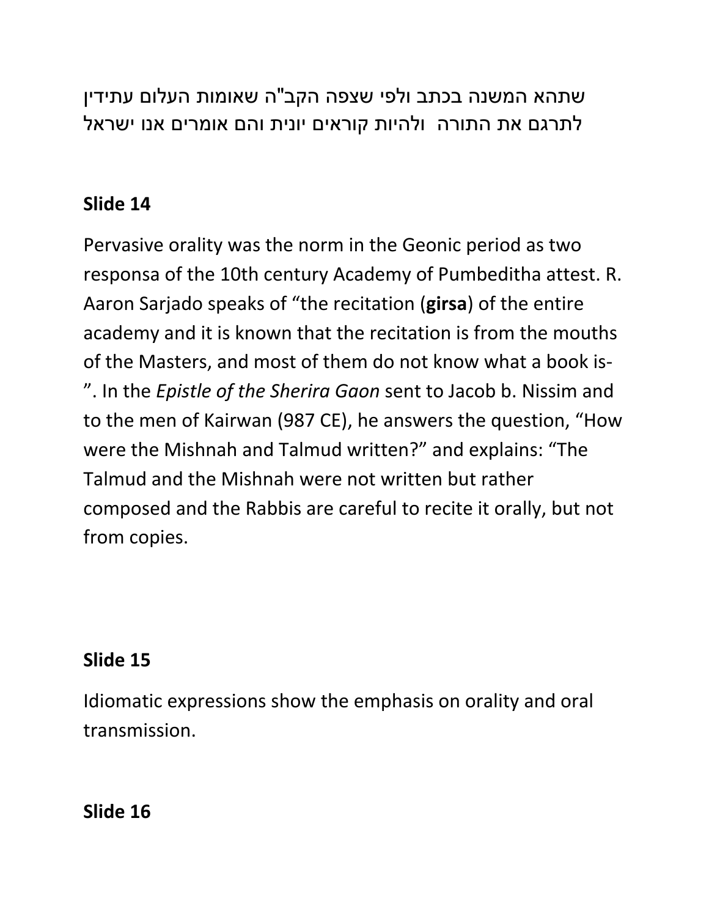שתהא המשנה בכתב ולפי שצפה הקב"ה שאומות העולם עתידין לתרגם את התורה ולהיות קוראים יונית והם אומרים אנו ישראל

**Slide 14**

Pervasive orality was the norm in the Geonic period as two responsa of the 10th century Academy of Pumbeditha attest. R. Aaron Sarjado speaks of “the recitation (**girsa**) of the entire academy and it is known that the recitation is from the mouths of the Masters, and most of them do not know what a book is-”. In the *Epistle of the Sherira Gaon* sent to Jacob b. Nissim and to the men of Kairwan (987 CE), he answers the question, “How were the Mishnah and Talmud written?” and explains: “The Talmud and the Mishnah were not written but rather composed and the Rabbis are careful to recite it orally, but not from copies.

**Slide 15**

Idiomatic expressions show the emphasis on orality and oral transmission.

**Slide 16**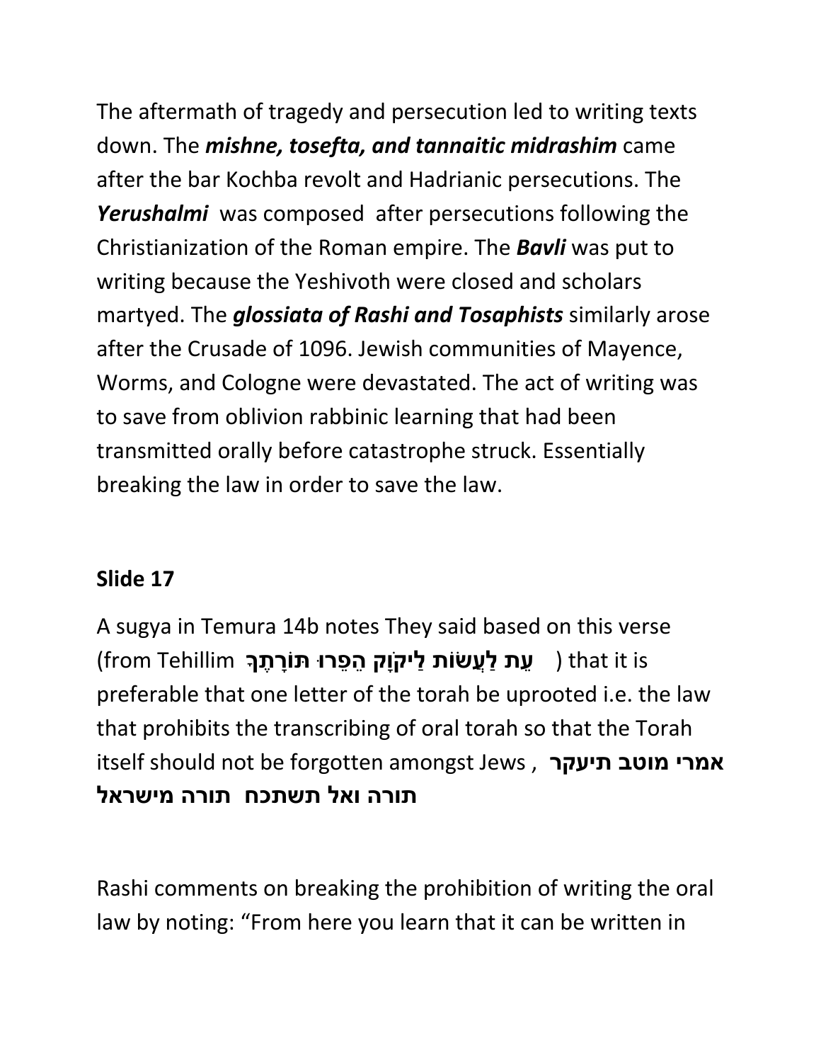The aftermath of tragedy and persecution led to writing texts down. The ***mishne, tosefta, and tannaitic midrashim*** came after the bar Kochba revolt and Hadrianic persecutions. The ***Yerushalmi*** was composed after persecutions following the Christianization of the Roman empire. The ***Bavli*** was put to writing because the Yeshivoth were closed and scholars martyed. The ***glossiata of Rashi and Tosaphists*** similarly arose after the Crusade of 1096. Jewish communities of Mayence, Worms, and Cologne were devastated. The act of writing was to save from oblivion rabbinic learning that had been transmitted orally before catastrophe struck. Essentially breaking the law in order to save the law.

**Slide 17**

A sugya in Temura 14b notes They said based on this verse (from Tehillim **עֵת לַעֲשׂוֹת לַיקֹוָק הֵפֵרוּ תּוֹרָתֶךָ** ) that it is preferable that one letter of the torah be uprooted i.e. the law that prohibits the transcribing of oral torah so that the Torah itself should not be forgotten amongst Jews , **אמרי מוטב תיעקר תורה ואל תשתכח תורה מישראל**

Rashi comments on breaking the prohibition of writing the oral law by noting: "From here you learn that it can be written in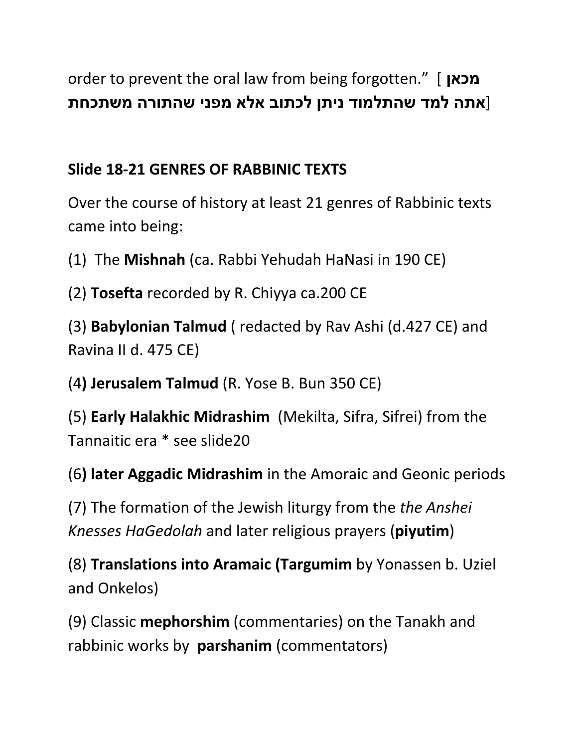order to prevent the oral law from being forgotten." [**מכאן אתה למד שהתלמוד ניתן לכתוב אלא מפני שהתורה משתכחת**]

**Slide 18-21 GENRES OF RABBINIC TEXTS**

Over the course of history at least 21 genres of Rabbinic texts came into being:

(1) The **Mishnah** (ca. Rabbi Yehudah HaNasi in 190 CE)

(2) **Tosefta** recorded by R. Chiyya ca.200 CE

(3) **Babylonian Talmud** ( redacted by Rav Ashi (d.427 CE) and Ravina II d. 475 CE)

(4**) Jerusalem Talmud** (R. Yose B. Bun 350 CE)

(5) **Early Halakhic Midrashim** (Mekilta, Sifra, Sifrei) from the Tannaitic era * see slide20

(6**) later Aggadic Midrashim** in the Amoraic and Geonic periods

(7) The formation of the Jewish liturgy from the *the Anshei Knesses HaGedolah* and later religious prayers (**piyutim**)

(8) **Translations into Aramaic (Targumim** by Yonassen b. Uziel and Onkelos)

(9) Classic **mephorshim** (commentaries) on the Tanakh and rabbinic works by **parshanim** (commentators)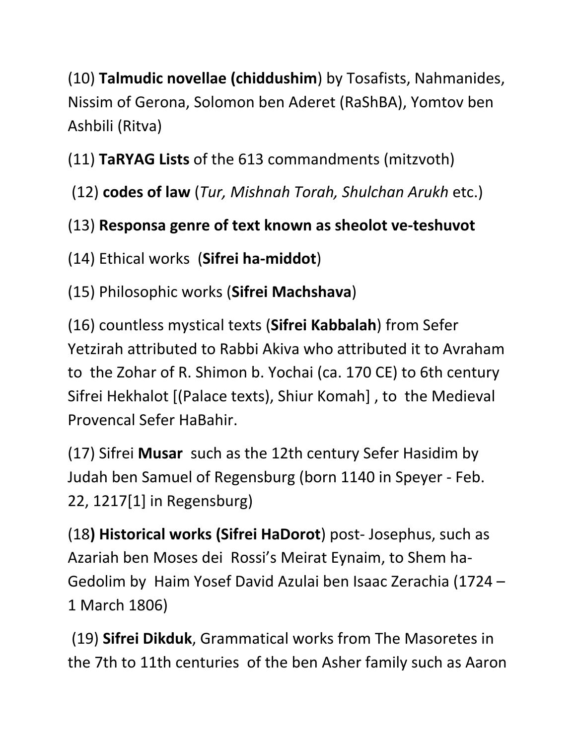(10) **Talmudic novellae (chiddushim**) by Tosafists, Nahmanides, Nissim of Gerona, Solomon ben Aderet (RaShBA), Yomtov ben Ashbili (Ritva)

(11) **TaRYAG Lists** of the 613 commandments (mitzvoth)

(12) **codes of law** (*Tur, Mishnah Torah, Shulchan Arukh* etc.)

(13) **Responsa genre of text known as sheolot ve-teshuvot**

(14) Ethical works (**Sifrei ha-middot**)

(15) Philosophic works (**Sifrei Machshava**)

(16) countless mystical texts (**Sifrei Kabbalah**) from Sefer Yetzirah attributed to Rabbi Akiva who attributed it to Avraham to the Zohar of R. Shimon b. Yochai (ca. 170 CE) to 6th century Sifrei Hekhalot [(Palace texts), Shiur Komah] , to the Medieval Provencal Sefer HaBahir.

(17) Sifrei **Musar** such as the 12th century Sefer Hasidim by Judah ben Samuel of Regensburg (born 1140 in Speyer - Feb. 22, 1217[1] in Regensburg)

(18**) Historical works (Sifrei HaDorot**) post- Josephus, such as Azariah ben Moses dei Rossi's Meirat Eynaim, to Shem ha-Gedolim by Haim Yosef David Azulai ben Isaac Zerachia (1724 – 1 March 1806)

(19) **Sifrei Dikduk**, Grammatical works from The Masoretes in the 7th to 11th centuries of the ben Asher family such as Aaron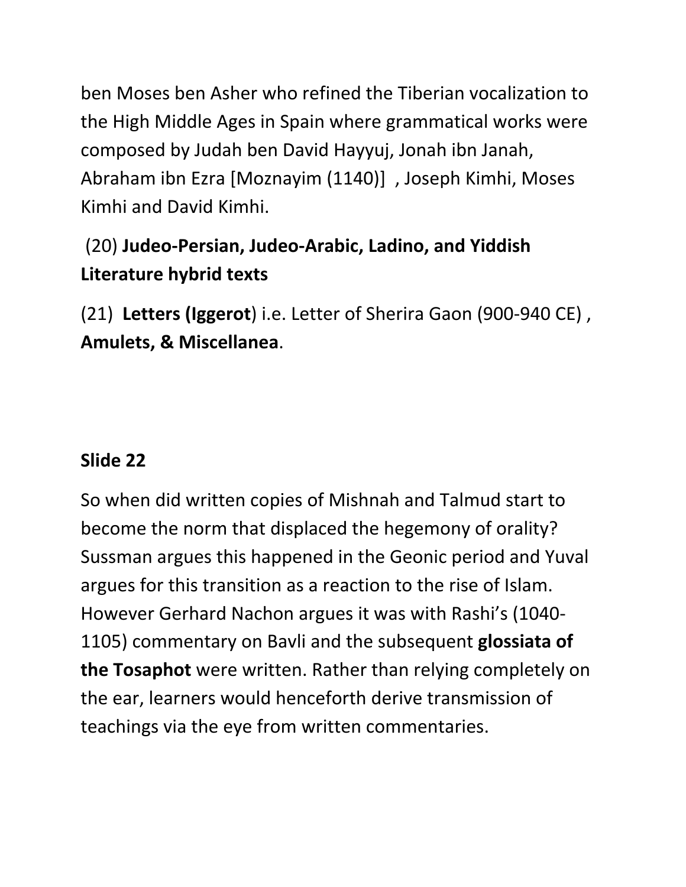ben Moses ben Asher who refined the Tiberian vocalization to the High Middle Ages in Spain where grammatical works were composed by Judah ben David Hayyuj, Jonah ibn Janah, Abraham ibn Ezra [Moznayim (1140)] , Joseph Kimhi, Moses Kimhi and David Kimhi.

(20) **Judeo-Persian, Judeo-Arabic, Ladino, and Yiddish Literature hybrid texts**

(21) **Letters (Iggerot**) i.e. Letter of Sherira Gaon (900-940 CE) , **Amulets, & Miscellanea**.

**Slide 22**

So when did written copies of Mishnah and Talmud start to become the norm that displaced the hegemony of orality? Sussman argues this happened in the Geonic period and Yuval argues for this transition as a reaction to the rise of Islam. However Gerhard Nachon argues it was with Rashi's (1040-1105) commentary on Bavli and the subsequent **glossiata of the Tosaphot** were written. Rather than relying completely on the ear, learners would henceforth derive transmission of teachings via the eye from written commentaries.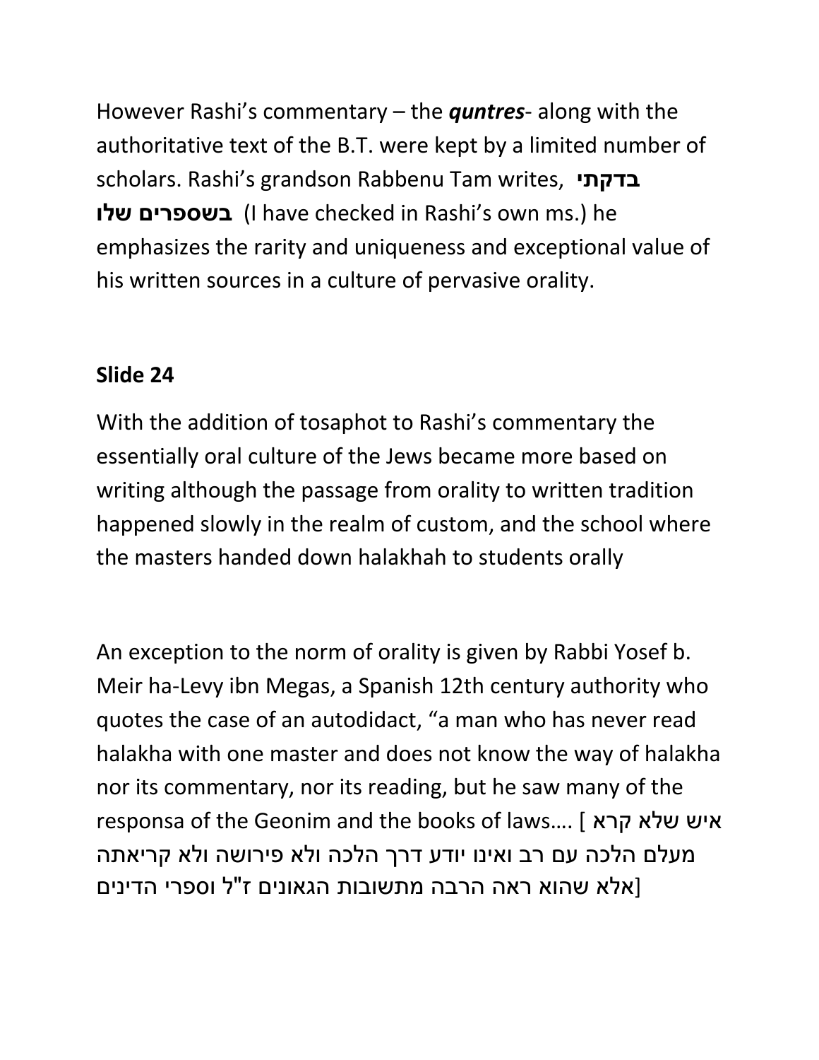However Rashi's commentary – the ***quntres***- along with the authoritative text of the B.T. were kept by a limited number of scholars. Rashi's grandson Rabbenu Tam writes, **בדקתי בשספרים שלו** (I have checked in Rashi's own ms.) he emphasizes the rarity and uniqueness and exceptional value of his written sources in a culture of pervasive orality.

**Slide 24**

With the addition of tosaphot to Rashi's commentary the essentially oral culture of the Jews became more based on writing although the passage from orality to written tradition happened slowly in the realm of custom, and the school where the masters handed down halakhah to students orally

An exception to the norm of orality is given by Rabbi Yosef b. Meir ha-Levy ibn Megas, a Spanish 12th century authority who quotes the case of an autodidact, "a man who has never read halakha with one master and does not know the way of halakha nor its commentary, nor its reading, but he saw many of the responsa of the Geonim and the books of laws…. [איש שלא קרא מעלם הלכה עם רב ואינו יודע דרך הלכה ולא פירושה ולא קריאתה אלא שהוא ראה הרבה מתשובות הגאונים ז"ל וספרי הדינים]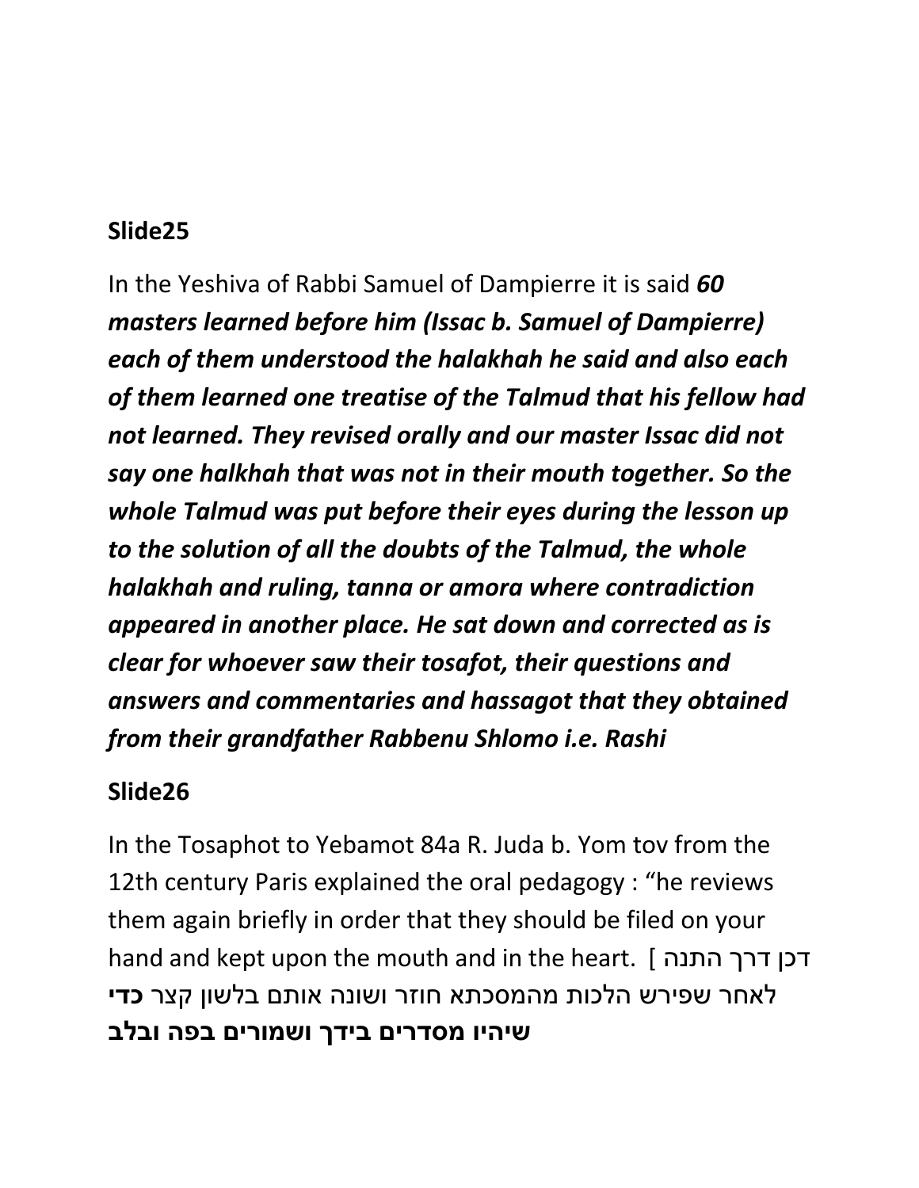## Slide25

In the Yeshiva of Rabbi Samuel of Dampierre it is said ***60 masters learned before him (Issac b. Samuel of Dampierre) each of them understood the halakhah he said and also each of them learned one treatise of the Talmud that his fellow had not learned. They revised orally and our master Issac did not say one halkhah that was not in their mouth together. So the whole Talmud was put before their eyes during the lesson up to the solution of all the doubts of the Talmud, the whole halakhah and ruling, tanna or amora where contradiction appeared in another place. He sat down and corrected as is clear for whoever saw their tosafot, their questions and answers and commentaries and hassagot that they obtained from their grandfather Rabbenu Shlomo i.e. Rashi***

## Slide26

In the Tosaphot to Yebamot 84a R. Juda b. Yom tov from the 12th century Paris explained the oral pedagogy : "he reviews them again briefly in order that they should be filed on your hand and kept upon the mouth and in the heart. [ דכן דרך התנה לאחר שפירש הלכות מהמסכתא חוזר ושונה אותם בלשון קצר **כדי שיהיו מסדרים בידך ושמורים בפה ובלב**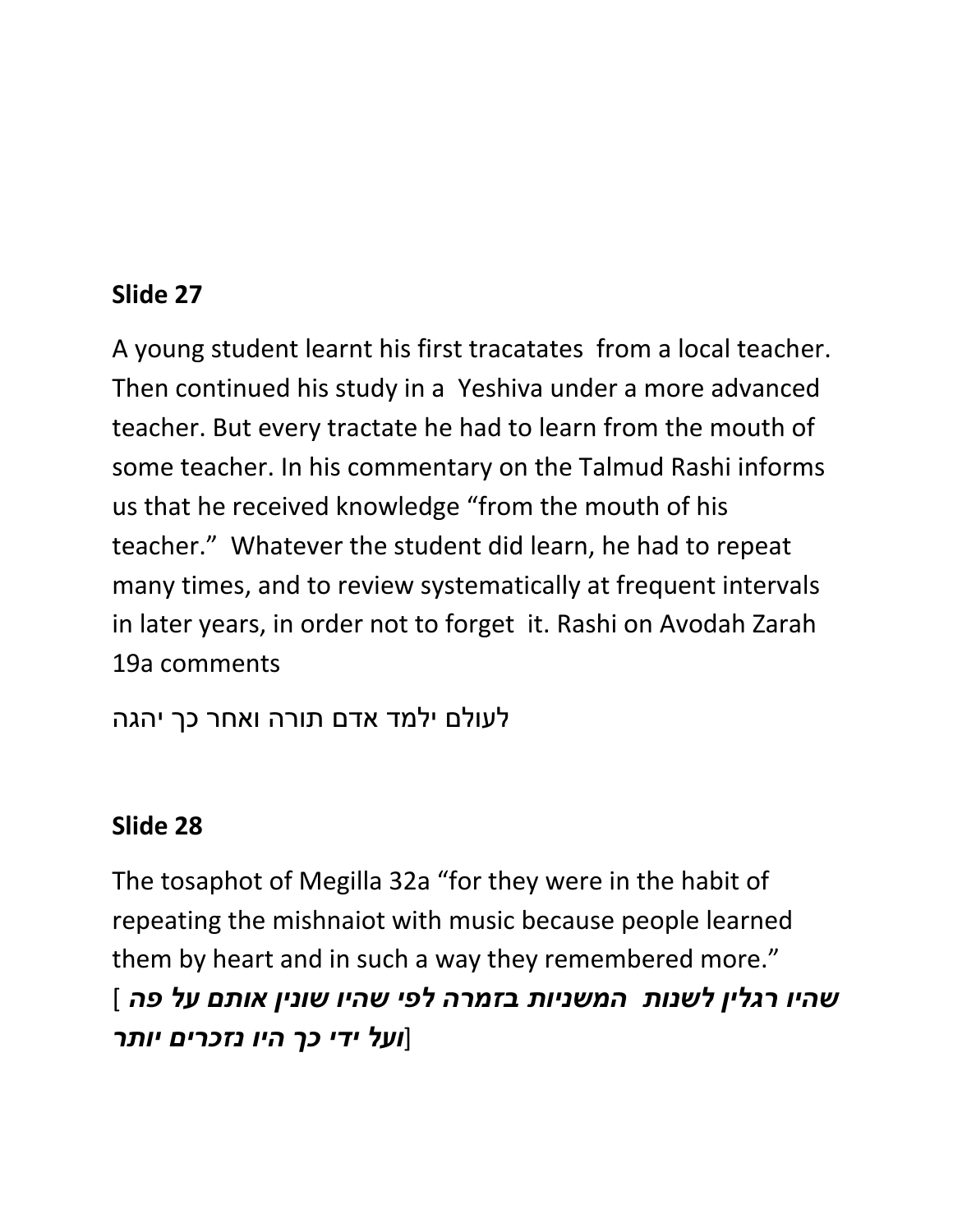## Slide 27

A young student learnt his first tracatates  from a local teacher. Then continued his study in a  Yeshiva under a more advanced teacher. But every tractate he had to learn from the mouth of some teacher. In his commentary on the Talmud Rashi informs us that he received knowledge "from the mouth of his teacher."  Whatever the student did learn, he had to repeat many times, and to review systematically at frequent intervals in later years, in order not to forget  it. Rashi on Avodah Zarah 19a comments

לעולם ילמד אדם תורה ואחר כך יהגה

## Slide 28

The tosaphot of Megilla 32a "for they were in the habit of repeating the mishnaiot with music because people learned them by heart and in such a way they remembered more." [***שהיו רגלין לשנות  המשניות בזמרה לפי שהיו שונין אותם על פה ועל ידי כך היו נזכרים יותר***]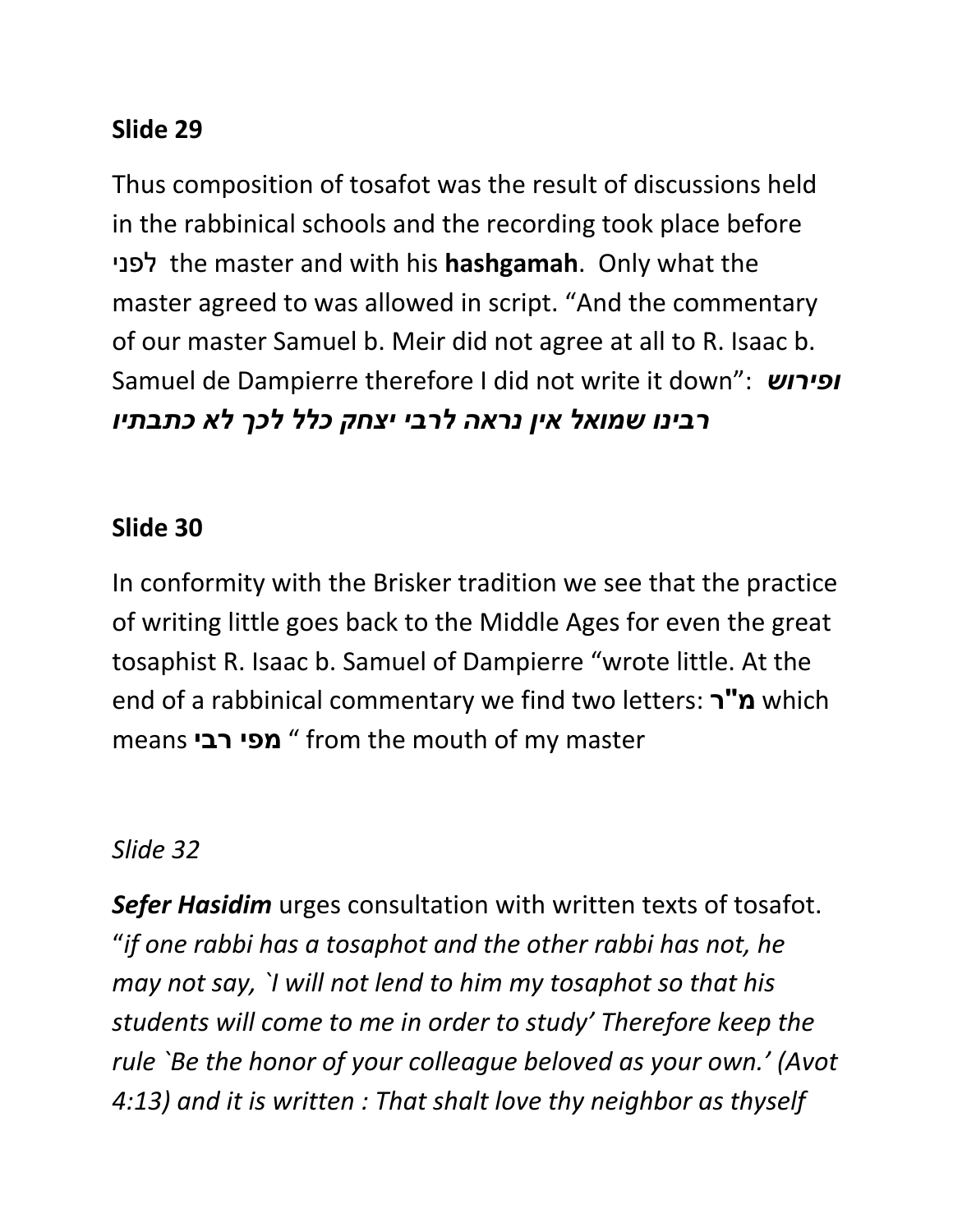**Slide 29**

Thus composition of tosafot was the result of discussions held in the rabbinical schools and the recording took place before לפני the master and with his **hashgamah**. Only what the master agreed to was allowed in script. "And the commentary of our master Samuel b. Meir did not agree at all to R. Isaac b. Samuel de Dampierre therefore I did not write it down": ***ופירוש רבינו שמואל אין נראה לרבי יצחק כלל לכך לא כתבתיו***

**Slide 30**

In conformity with the Brisker tradition we see that the practice of writing little goes back to the Middle Ages for even the great tosaphist R. Isaac b. Samuel of Dampierre "wrote little. At the end of a rabbinical commentary we find two letters: **מ"ר** which means **מפי רבי** " from the mouth of my master

*Slide 32*

***Sefer Hasidim*** urges consultation with written texts of tosafot. "*if one rabbi has a tosaphot and the other rabbi has not, he may not say, `I will not lend to him my tosaphot so that his students will come to me in order to study' Therefore keep the rule `Be the honor of your colleague beloved as your own.' (Avot 4:13) and it is written : That shalt love thy neighbor as thyself*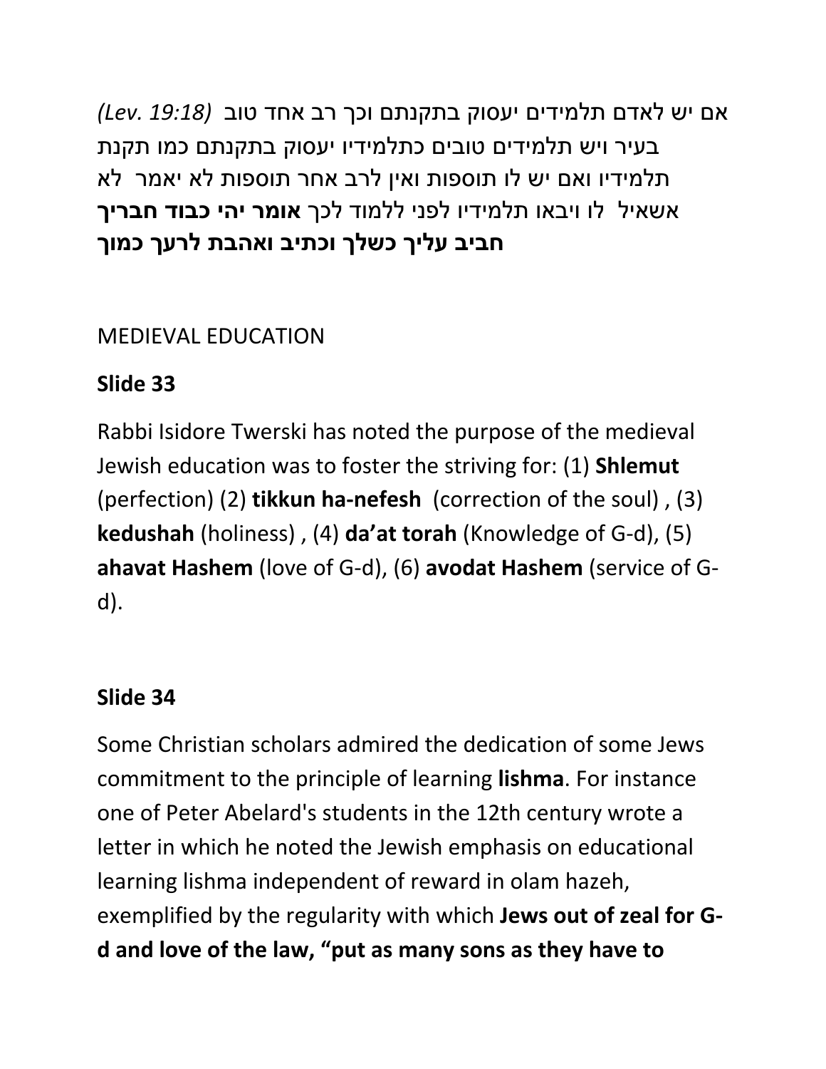אם יש לאדם תלמידים יעסוק בתקנתם וכך רב אחד טוב *(Lev. 19:18)* בעיר ויש תלמידים טובים כתלמידיו יעסוק בתקנתם כמו תקנת תלמידיו ואם יש לו תוספות ואין לרב אחר תוספות לא יאמר לא אשאיל לו ויבאו תלמידיו לפני ללמוד לכך **אומר יהי כבוד חבריך חביב עליך כשלך וכתיב ואהבת לרעך כמוך**

MEDIEVAL EDUCATION

**Slide 33**

Rabbi Isidore Twerski has noted the purpose of the medieval Jewish education was to foster the striving for: (1) **Shlemut** (perfection) (2) **tikkun ha-nefesh** (correction of the soul) , (3) **kedushah** (holiness) , (4) **da'at torah** (Knowledge of G-d), (5) **ahavat Hashem** (love of G-d), (6) **avodat Hashem** (service of G-d).

**Slide 34**

Some Christian scholars admired the dedication of some Jews commitment to the principle of learning **lishma**. For instance one of Peter Abelard's students in the 12th century wrote a letter in which he noted the Jewish emphasis on educational learning lishma independent of reward in olam hazeh, exemplified by the regularity with which **Jews out of zeal for G-d and love of the law, "put as many sons as they have to**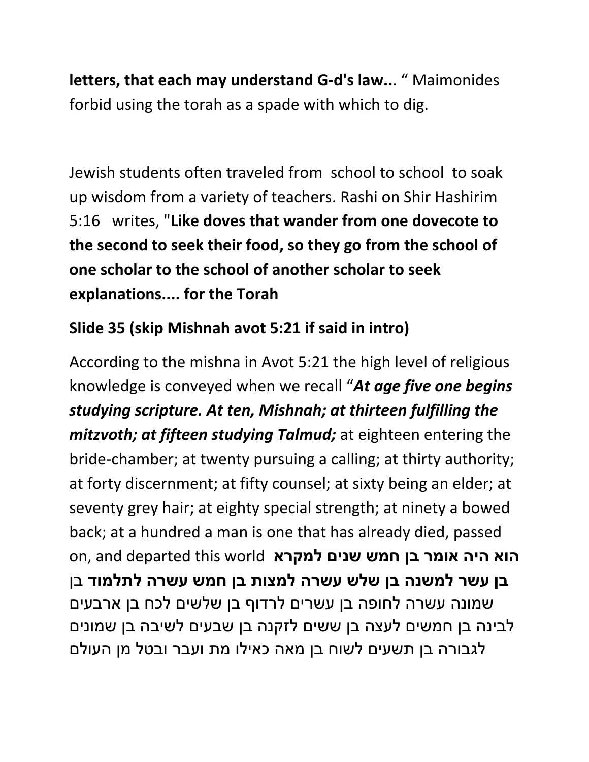**letters, that each may understand G-d's law..**. " Maimonides forbid using the torah as a spade with which to dig.

Jewish students often traveled from school to school to soak up wisdom from a variety of teachers. Rashi on Shir Hashirim 5:16 writes, "**Like doves that wander from one dovecote to the second to seek their food, so they go from the school of one scholar to the school of another scholar to seek explanations.... for the Torah**

**Slide 35 (skip Mishnah avot 5:21 if said in intro)**

According to the mishna in Avot 5:21 the high level of religious knowledge is conveyed when we recall "***At age five one begins studying scripture. At ten, Mishnah; at thirteen fulfilling the mitzvoth; at fifteen studying Talmud;*** at eighteen entering the bride-chamber; at twenty pursuing a calling; at thirty authority; at forty discernment; at fifty counsel; at sixty being an elder; at seventy grey hair; at eighty special strength; at ninety a bowed back; at a hundred a man is one that has already died, passed on, and departed this world **הוא היה אומר בן חמש שנים למקרא בן עשר למשנה בן שלש עשרה למצות בן חמש עשרה לתלמוד** בן שמונה עשרה לחופה בן עשרים לרדוף בן שלשים לכח בן ארבעים לבינה בן חמשים לעצה בן ששים לזקנה בן שבעים לשיבה בן שמונים לגבורה בן תשעים לשוח בן מאה כאילו מת ועבר ובטל מן העולם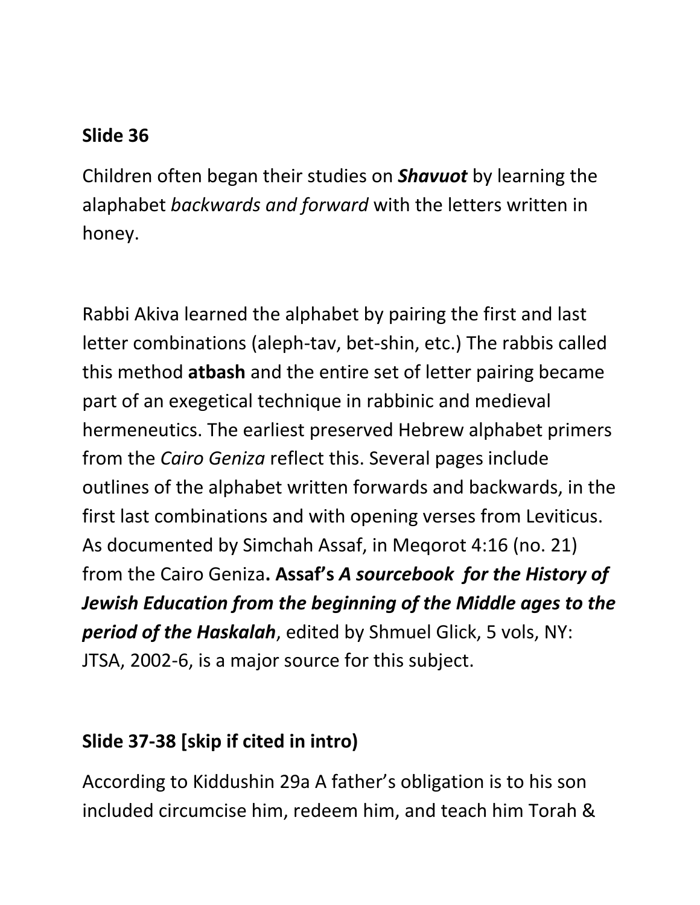**Slide 36**

Children often began their studies on ***Shavuot*** by learning the alaphabet *backwards and forward* with the letters written in honey.

Rabbi Akiva learned the alphabet by pairing the first and last letter combinations (aleph-tav, bet-shin, etc.) The rabbis called this method **atbash** and the entire set of letter pairing became part of an exegetical technique in rabbinic and medieval hermeneutics. The earliest preserved Hebrew alphabet primers from the *Cairo Geniza* reflect this. Several pages include outlines of the alphabet written forwards and backwards, in the first last combinations and with opening verses from Leviticus. As documented by Simchah Assaf, in Meqorot 4:16 (no. 21) from the Cairo Geniza**. Assaf's *A sourcebook for the History of Jewish Education from the beginning of the Middle ages to the period of the Haskalah***, edited by Shmuel Glick, 5 vols, NY: JTSA, 2002-6, is a major source for this subject.

**Slide 37-38 [skip if cited in intro)**

According to Kiddushin 29a A father's obligation is to his son included circumcise him, redeem him, and teach him Torah &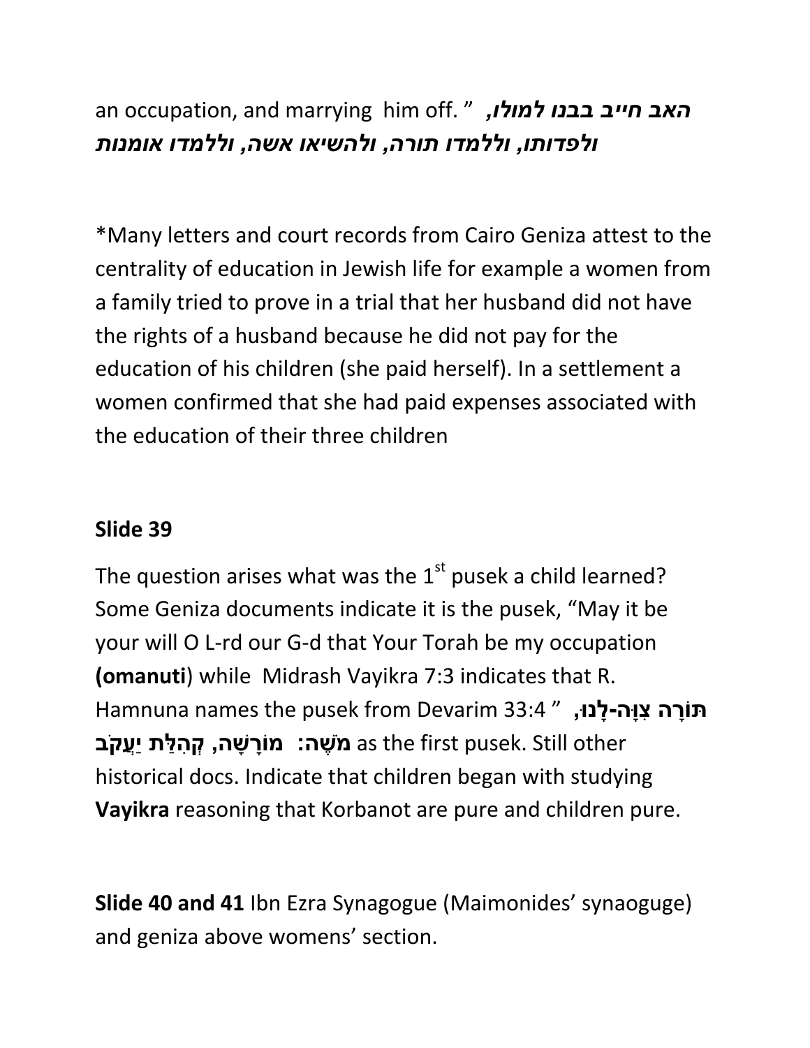an occupation, and marrying him off. " ***האב חייב בבנו למולו, ולפדותו, וללמדו תורה, ולהשיאו אשה, וללמדו אומנות***

*Many letters and court records from Cairo Geniza attest to the centrality of education in Jewish life for example a women from a family tried to prove in a trial that her husband did not have the rights of a husband because he did not pay for the education of his children (she paid herself). In a settlement a women confirmed that she had paid expenses associated with the education of their three children

**Slide 39**

The question arises what was the 1st pusek a child learned? Some Geniza documents indicate it is the pusek, "May it be your will O L-rd our G-d that Your Torah be my occupation **(omanuti**) while Midrash Vayikra 7:3 indicates that R. Hamnuna names the pusek from Devarim 33:4 " **תּוֹרָה צִוָּה-לָנוּ, מֹשֶׁה: מוֹרָשָׁה, קְהִלַּת יַעֲקֹב** as the first pusek. Still other historical docs. Indicate that children began with studying **Vayikra** reasoning that Korbanot are pure and children pure.

**Slide 40 and 41** Ibn Ezra Synagogue (Maimonides' synaoguge) and geniza above womens' section.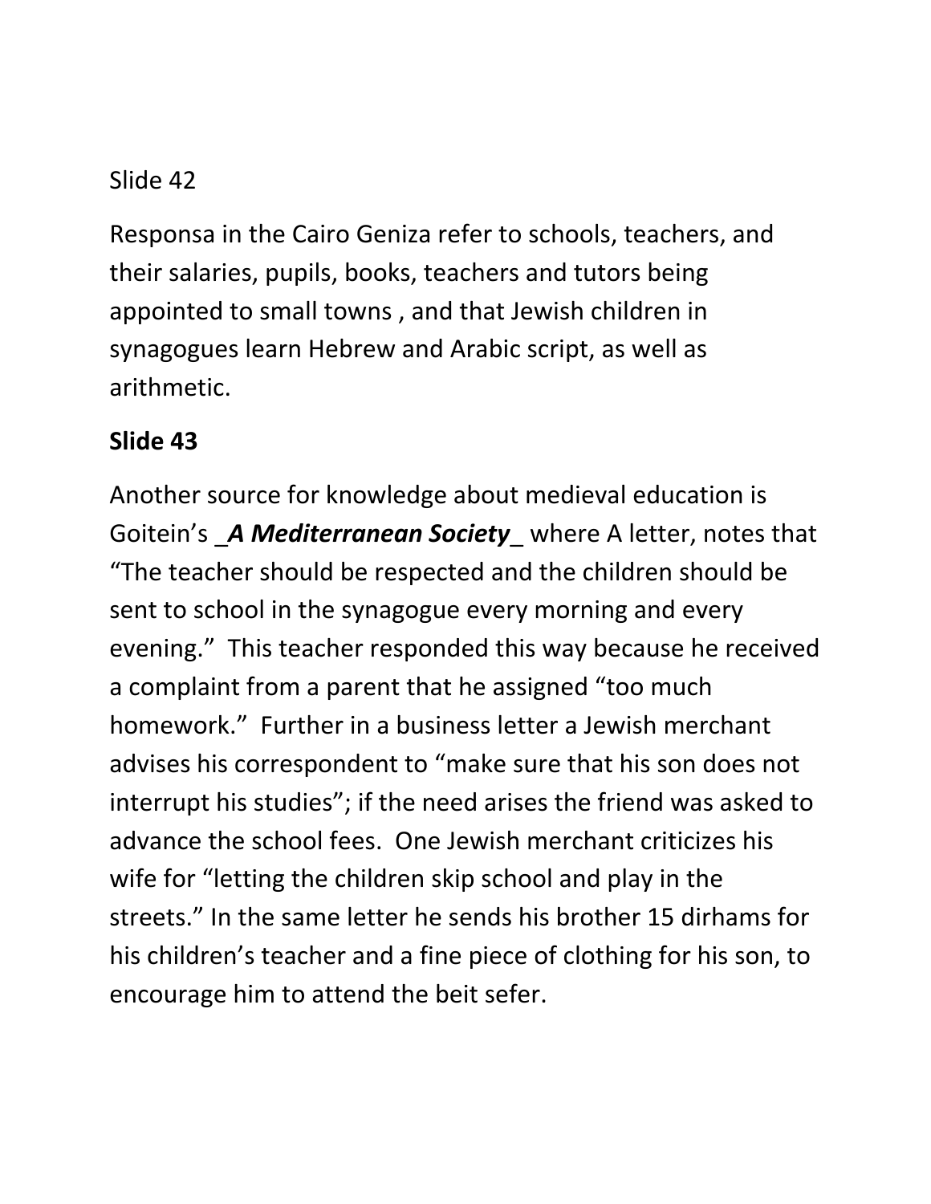Slide 42

Responsa in the Cairo Geniza refer to schools, teachers, and their salaries, pupils, books, teachers and tutors being appointed to small towns , and that Jewish children in synagogues learn Hebrew and Arabic script, as well as arithmetic.

**Slide 43**

Another source for knowledge about medieval education is Goitein's _***A Mediterranean Society***_ where A letter, notes that "The teacher should be respected and the children should be sent to school in the synagogue every morning and every evening." This teacher responded this way because he received a complaint from a parent that he assigned "too much homework." Further in a business letter a Jewish merchant advises his correspondent to "make sure that his son does not interrupt his studies"; if the need arises the friend was asked to advance the school fees. One Jewish merchant criticizes his wife for "letting the children skip school and play in the streets." In the same letter he sends his brother 15 dirhams for his children's teacher and a fine piece of clothing for his son, to encourage him to attend the beit sefer.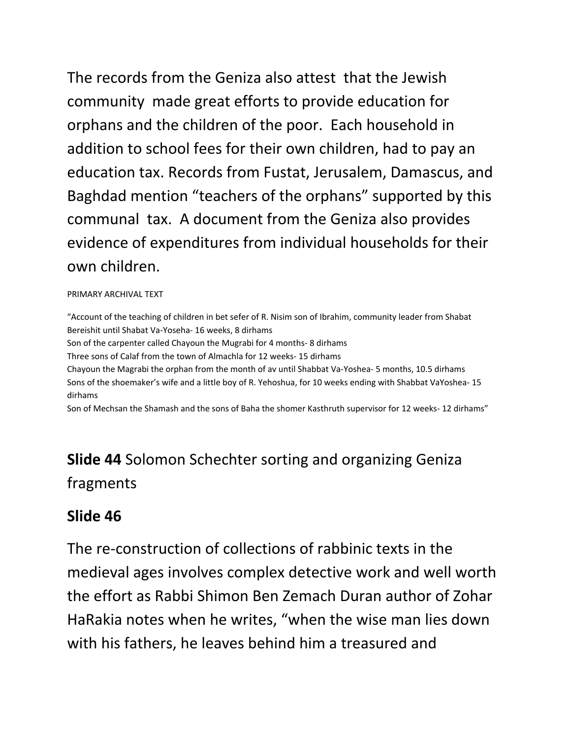The records from the Geniza also attest that the Jewish community made great efforts to provide education for orphans and the children of the poor. Each household in addition to school fees for their own children, had to pay an education tax. Records from Fustat, Jerusalem, Damascus, and Baghdad mention "teachers of the orphans" supported by this communal tax. A document from the Geniza also provides evidence of expenditures from individual households for their own children.

PRIMARY ARCHIVAL TEXT

"Account of the teaching of children in bet sefer of R. Nisim son of Ibrahim, community leader from Shabat Bereishit until Shabat Va-Yoseha- 16 weeks, 8 dirhams
Son of the carpenter called Chayoun the Mugrabi for 4 months- 8 dirhams
Three sons of Calaf from the town of Almachla for 12 weeks- 15 dirhams
Chayoun the Magrabi the orphan from the month of av until Shabbat Va-Yoshea- 5 months, 10.5 dirhams
Sons of the shoemaker's wife and a little boy of R. Yehoshua, for 10 weeks ending with Shabbat VaYoshea- 15 dirhams
Son of Mechsan the Shamash and the sons of Baha the shomer Kasthruth supervisor for 12 weeks- 12 dirhams"

**Slide 44** Solomon Schechter sorting and organizing Geniza fragments

**Slide 46**

The re-construction of collections of rabbinic texts in the medieval ages involves complex detective work and well worth the effort as Rabbi Shimon Ben Zemach Duran author of Zohar HaRakia notes when he writes, "when the wise man lies down with his fathers, he leaves behind him a treasured and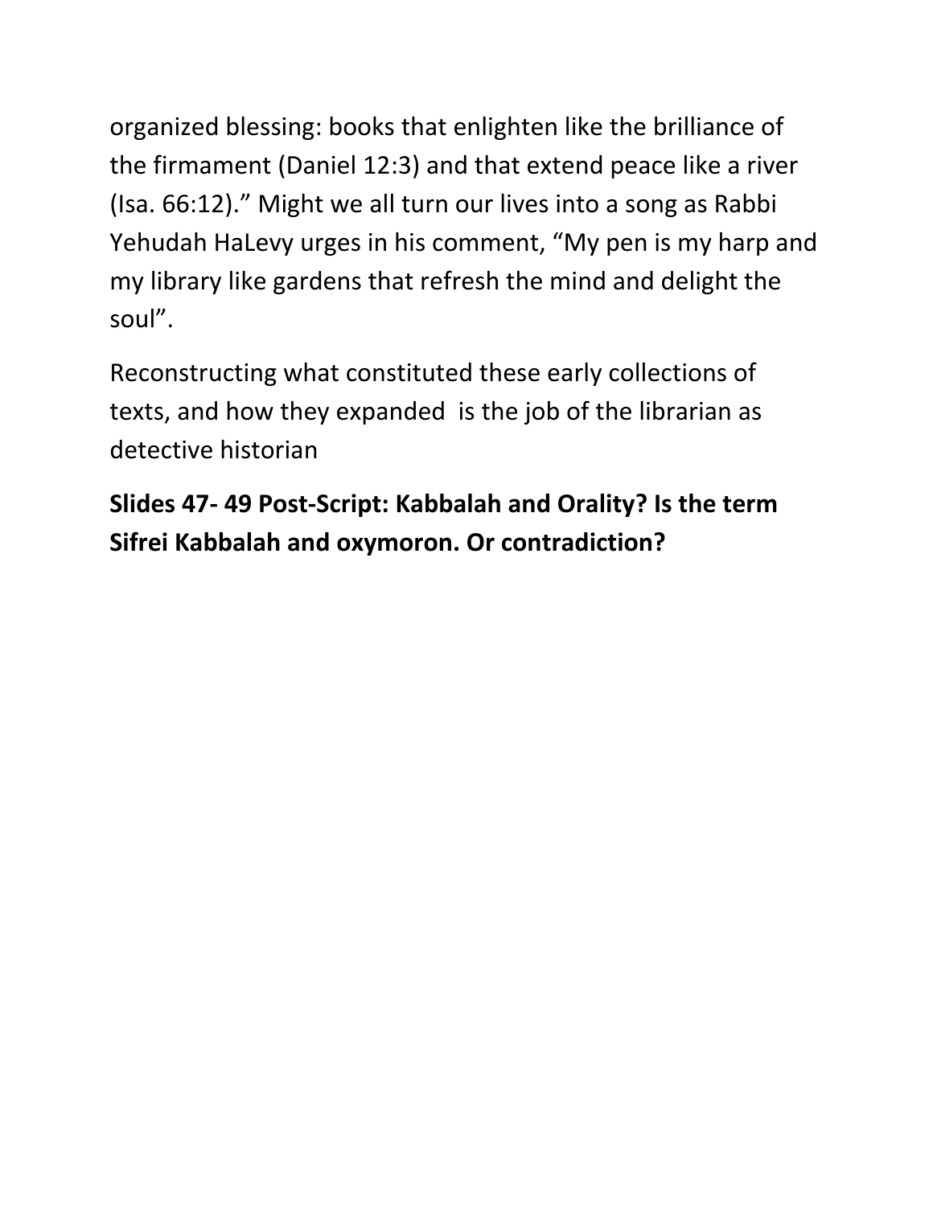organized blessing: books that enlighten like the brilliance of the firmament (Daniel 12:3) and that extend peace like a river (Isa. 66:12).” Might we all turn our lives into a song as Rabbi Yehudah HaLevy urges in his comment, “My pen is my harp and my library like gardens that refresh the mind and delight the soul”.

Reconstructing what constituted these early collections of texts, and how they expanded is the job of the librarian as detective historian

**Slides 47- 49 Post-Script: Kabbalah and Orality? Is the term Sifrei Kabbalah and oxymoron. Or contradiction?**